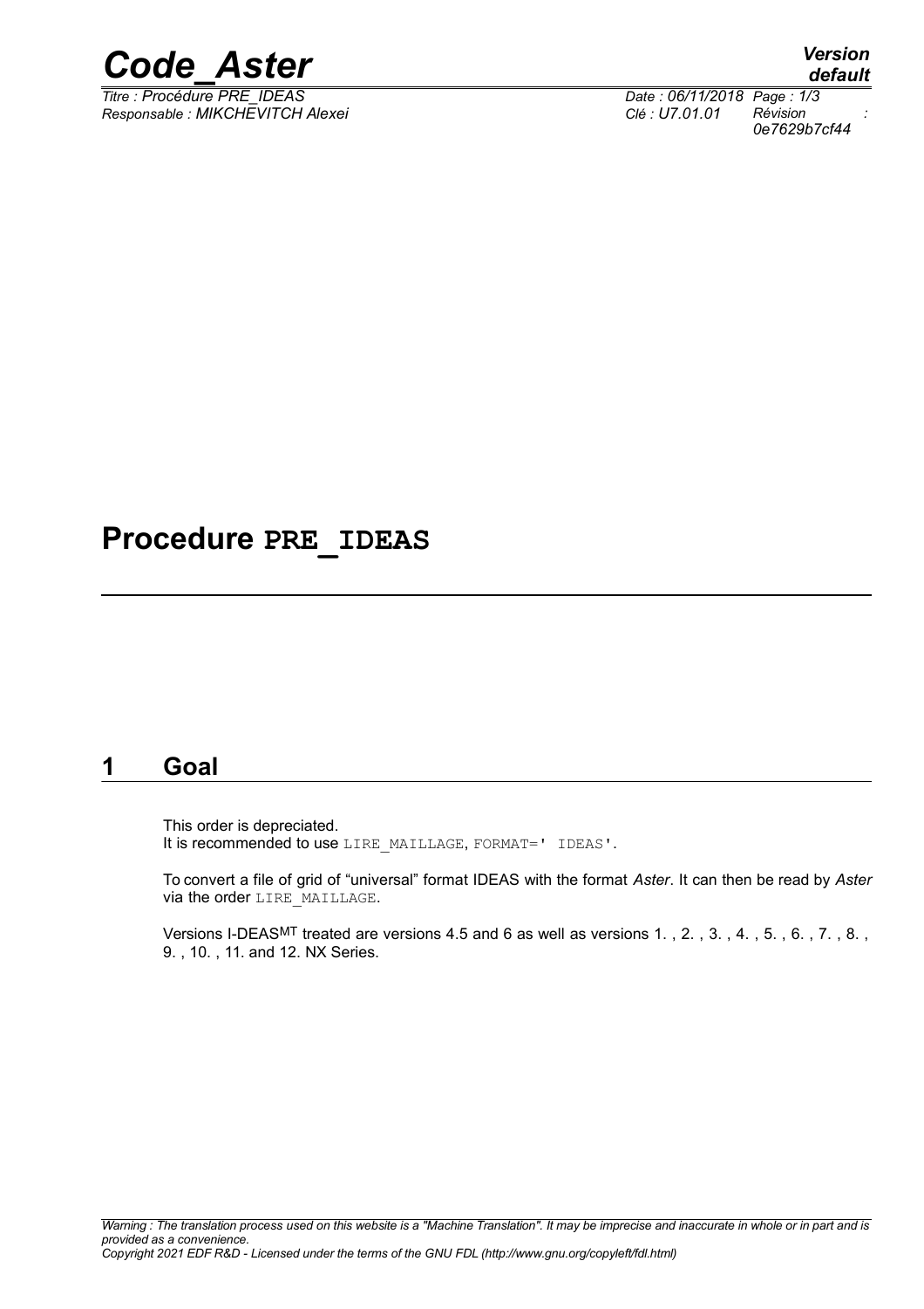# Procedure PRE_IDEAS

## 1 Goal

This order is depreciated.
It is recommended to use LIRE_MAILLAGE, FORMAT=' IDEAS'.

To convert a file of grid of "universal" format IDEAS with the format *Aster*. It can then be read by *Aster* via the order LIRE_MAILLAGE.

Versions I-DEAS[MT] treated are versions 4.5 and 6 as well as versions 1. , 2. , 3. , 4. , 5. , 6. , 7. , 8. , 9. , 10. , 11. and 12. NX Series.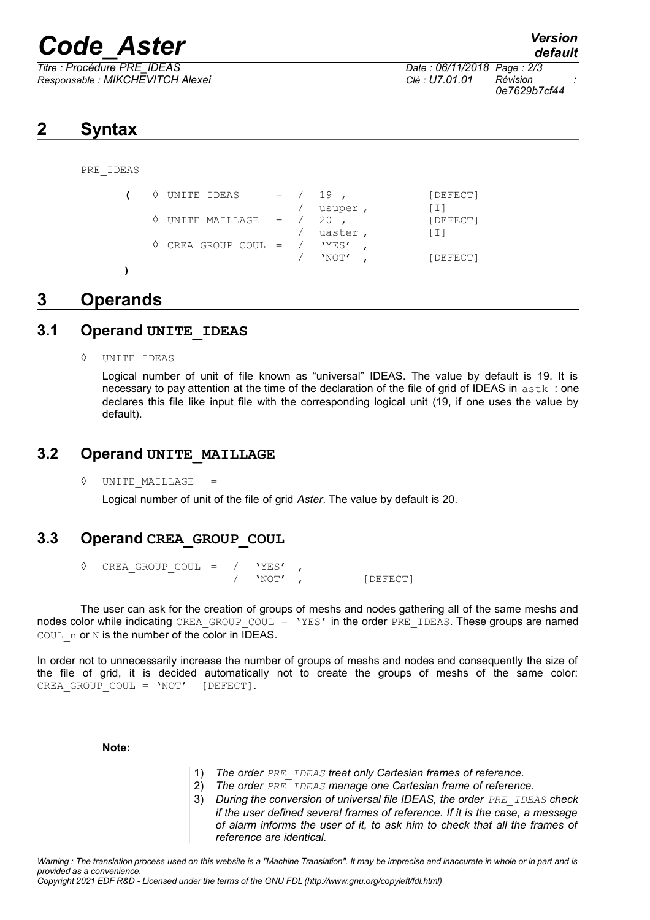## 2 Syntax

```
PRE_IDEAS

    (   ◊ UNITE_IDEAS      =  /  19 ,            [DEFECT]
                              /  usuper ,        [I]
        ◊ UNITE_MAILLAGE   =  /  20 ,            [DEFECT]
                              /  uaster ,        [I]
        ◊ CREA_GROUP_COUL  =  /  'YES' ,
                              /  'NOT' ,         [DEFECT]
    )
```

## 3 Operands

### 3.1 Operand UNITE_IDEAS

◊ UNITE_IDEAS

Logical number of unit of file known as "universal" IDEAS. The value by default is 19. It is necessary to pay attention at the time of the declaration of the file of grid of IDEAS in astk : one declares this file like input file with the corresponding logical unit (19, if one uses the value by default).

### 3.2 Operand UNITE_MAILLAGE

◊ UNITE_MAILLAGE =

Logical number of unit of the file of grid *Aster*. The value by default is 20.

### 3.3 Operand CREA_GROUP_COUL

```
◊ CREA_GROUP_COUL =  /  'YES' ,
                     /  'NOT' ,         [DEFECT]
```

The user can ask for the creation of groups of meshs and nodes gathering all of the same meshs and nodes color while indicating CREA_GROUP_COUL = 'YES' in the order PRE_IDEAS. These groups are named COUL_n or N is the number of the color in IDEAS.

In order not to unnecessarily increase the number of groups of meshs and nodes and consequently the size of the file of grid, it is decided automatically not to create the groups of meshs of the same color: CREA_GROUP_COUL = 'NOT' [DEFECT].

**Note:**

1) *The order PRE_IDEAS treat only Cartesian frames of reference.*
2) *The order PRE_IDEAS manage one Cartesian frame of reference.*
3) *During the conversion of universal file IDEAS, the order PRE_IDEAS check if the user defined several frames of reference. If it is the case, a message of alarm informs the user of it, to ask him to check that all the frames of reference are identical.*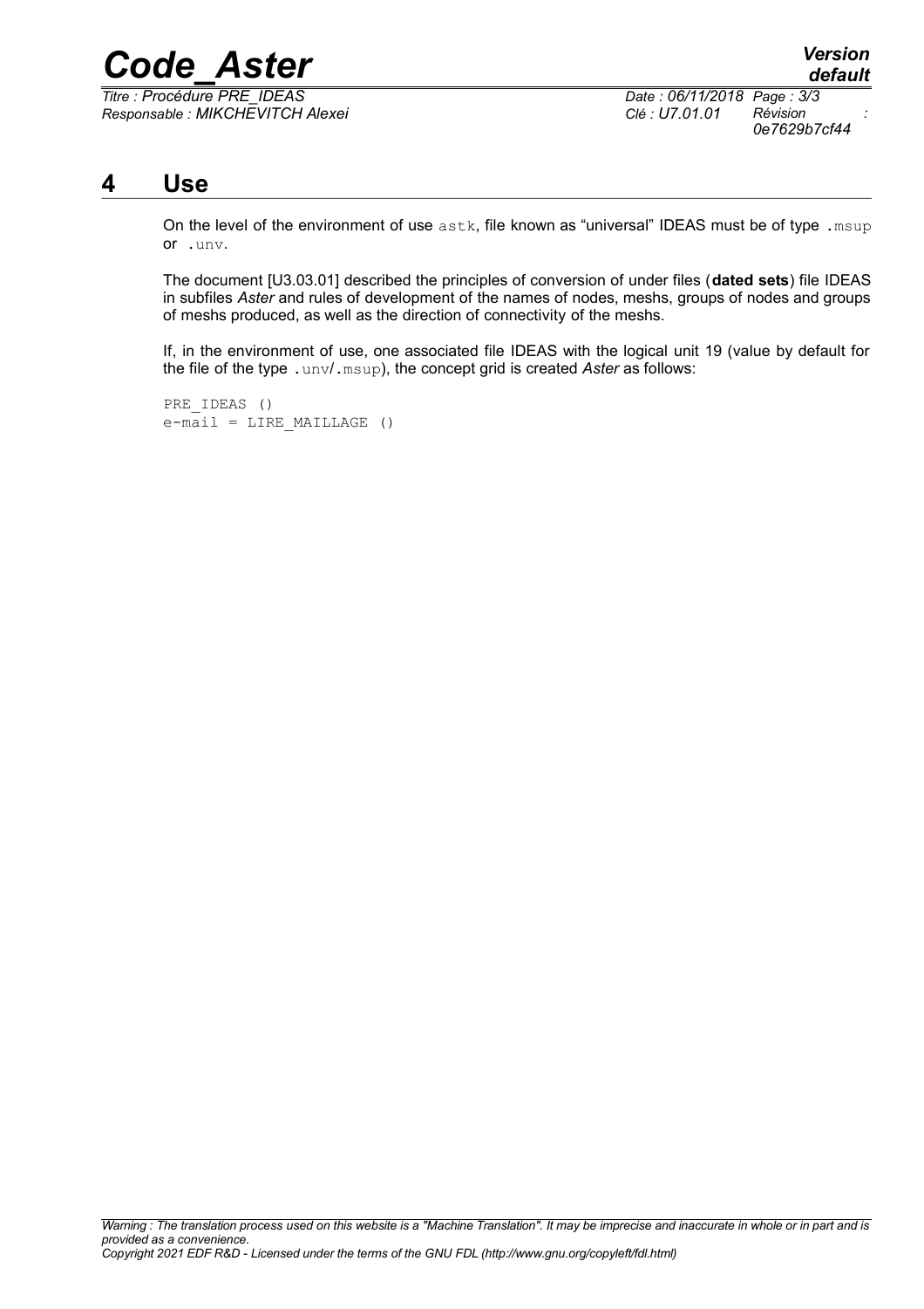# 4 Use

On the level of the environment of use `astk`, file known as "universal" IDEAS must be of type `.msup` or `.unv`.

The document [U3.03.01] described the principles of conversion of under files (**dated sets**) file IDEAS in subfiles *Aster* and rules of development of the names of nodes, meshs, groups of nodes and groups of meshs produced, as well as the direction of connectivity of the meshs.

If, in the environment of use, one associated file IDEAS with the logical unit 19 (value by default for the file of the type `.unv`/`.msup`), the concept grid is created *Aster* as follows:

```
PRE_IDEAS ()
e-mail = LIRE_MAILLAGE ()
```

*Warning : The translation process used on this website is a "Machine Translation". It may be imprecise and inaccurate in whole or in part and is provided as a convenience.*
*Copyright 2021 EDF R&D - Licensed under the terms of the GNU FDL (http://www.gnu.org/copyleft/fdl.html)*